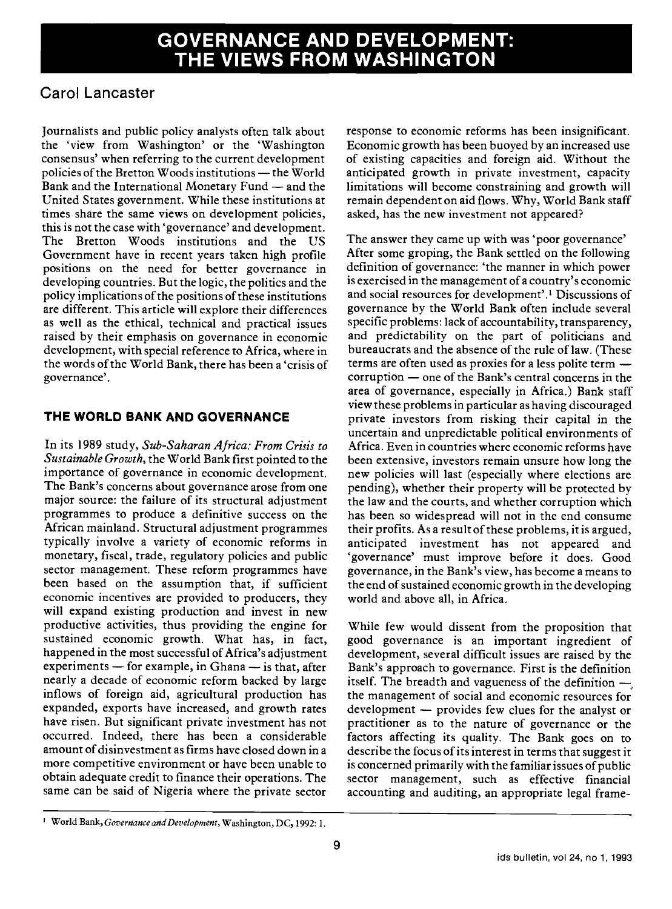# GOVERNANCE AND DEVELOPMENT: THE VIEWS FROM WASHINGTON

## Carol Lancaster

Journalists and public policy analysts often talk about the 'view from Washington' or the 'Washington consensus' when referring to the current development policies of the Bretton Woods institutions — the World Bank and the International Monetary Fund — and the United States government. While these institutions at times share the same views on development policies, this is not the case with 'governance' and development. The Bretton Woods institutions and the US Government have in recent years taken high profile positions on the need for better governance in developing countries. But the logic, the politics and the policy implications of the positions of these institutions are different. This article will explore their differences as well as the ethical, technical and practical issues raised by their emphasis on governance in economic development, with special reference to Africa, where in the words of the World Bank, there has been a 'crisis of governance'.

### THE WORLD BANK AND GOVERNANCE

In its 1989 study, *Sub-Saharan Africa: From Crisis to Sustainable Growth*, the World Bank first pointed to the importance of governance in economic development. The Bank's concerns about governance arose from one major source: the failure of its structural adjustment programmes to produce a definitive success on the African mainland. Structural adjustment programmes typically involve a variety of economic reforms in monetary, fiscal, trade, regulatory policies and public sector management. These reform programmes have been based on the assumption that, if sufficient economic incentives are provided to producers, they will expand existing production and invest in new productive activities, thus providing the engine for sustained economic growth. What has, in fact, happened in the most successful of Africa's adjustment experiments — for example, in Ghana — is that, after nearly a decade of economic reform backed by large inflows of foreign aid, agricultural production has expanded, exports have increased, and growth rates have risen. But significant private investment has not occurred. Indeed, there has been a considerable amount of disinvestment as firms have closed down in a more competitive environment or have been unable to obtain adequate credit to finance their operations. The same can be said of Nigeria where the private sector response to economic reforms has been insignificant. Economic growth has been buoyed by an increased use of existing capacities and foreign aid. Without the anticipated growth in private investment, capacity limitations will become constraining and growth will remain dependent on aid flows. Why, World Bank staff asked, has the new investment not appeared?

The answer they came up with was 'poor governance' After some groping, the Bank settled on the following definition of governance: 'the manner in which power is exercised in the management of a country's economic and social resources for development'.[1] Discussions of governance by the World Bank often include several specific problems: lack of accountability, transparency, and predictability on the part of politicians and bureaucrats and the absence of the rule of law. (These terms are often used as proxies for a less polite term — corruption — one of the Bank's central concerns in the area of governance, especially in Africa.) Bank staff view these problems in particular as having discouraged private investors from risking their capital in the uncertain and unpredictable political environments of Africa. Even in countries where economic reforms have been extensive, investors remain unsure how long the new policies will last (especially where elections are pending), whether their property will be protected by the law and the courts, and whether corruption which has been so widespread will not in the end consume their profits. As a result of these problems, it is argued, anticipated investment has not appeared and 'governance' must improve before it does. Good governance, in the Bank's view, has become a means to the end of sustained economic growth in the developing world and above all, in Africa.

While few would dissent from the proposition that good governance is an important ingredient of development, several difficult issues are raised by the Bank's approach to governance. First is the definition itself. The breadth and vagueness of the definition — the management of social and economic resources for development — provides few clues for the analyst or practitioner as to the nature of governance or the factors affecting its quality. The Bank goes on to describe the focus of its interest in terms that suggest it is concerned primarily with the familiar issues of public sector management, such as effective financial accounting and auditing, an appropriate legal frame-

[1] World Bank, *Governance and Development*, Washington, DC, 1992: 1.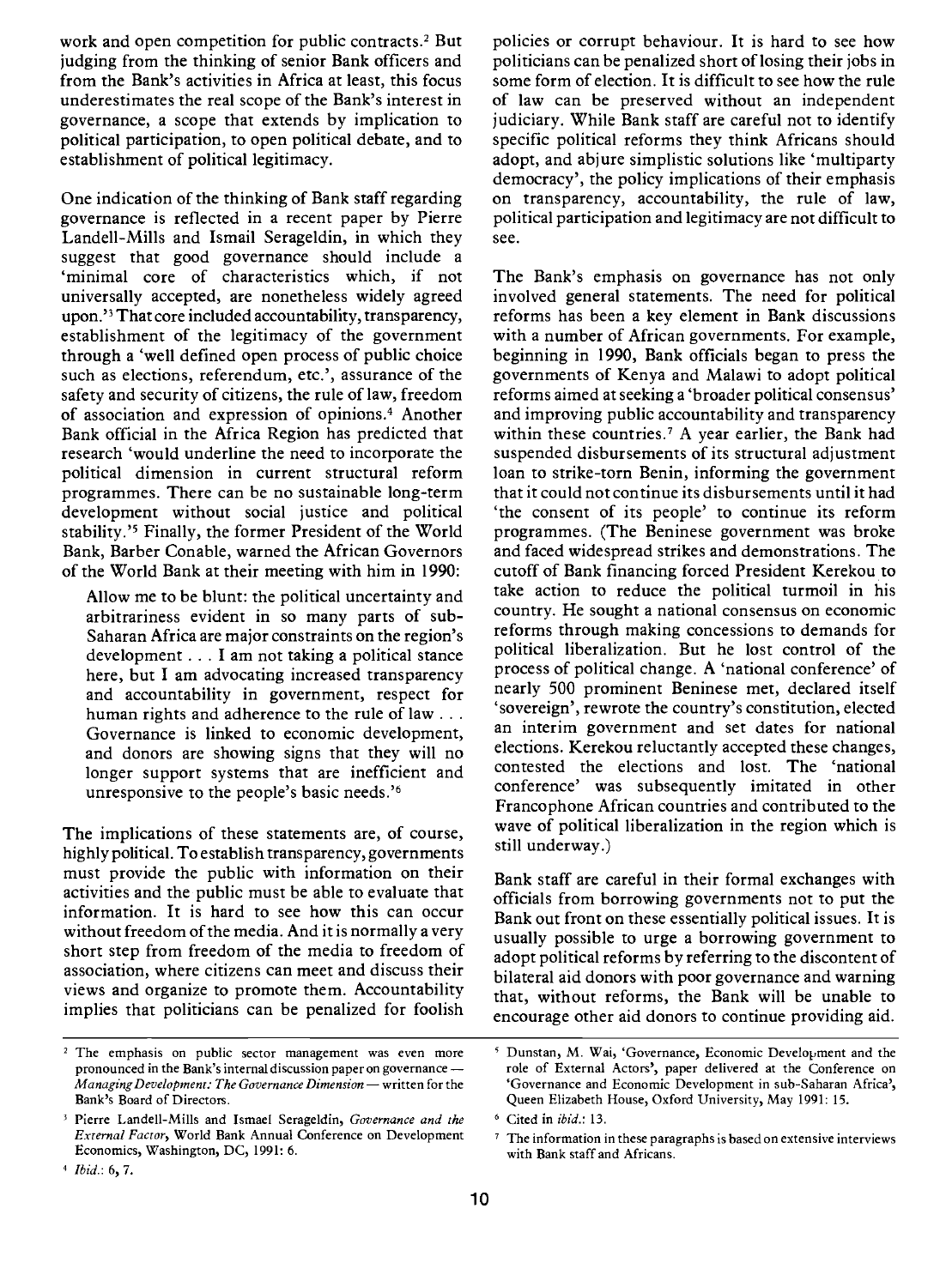work and open competition for public contracts.[2] But judging from the thinking of senior Bank officers and from the Bank's activities in Africa at least, this focus underestimates the real scope of the Bank's interest in governance, a scope that extends by implication to political participation, to open political debate, and to establishment of political legitimacy.

One indication of the thinking of Bank staff regarding governance is reflected in a recent paper by Pierre Landell-Mills and Ismail Serageldin, in which they suggest that good governance should include a 'minimal core of characteristics which, if not universally accepted, are nonetheless widely agreed upon.'[3] That core included accountability, transparency, establishment of the legitimacy of the government through a 'well defined open process of public choice such as elections, referendum, etc.', assurance of the safety and security of citizens, the rule of law, freedom of association and expression of opinions.[4] Another Bank official in the Africa Region has predicted that research 'would underline the need to incorporate the political dimension in current structural reform programmes. There can be no sustainable long-term development without social justice and political stability.'[5] Finally, the former President of the World Bank, Barber Conable, warned the African Governors of the World Bank at their meeting with him in 1990:

> Allow me to be blunt: the political uncertainty and arbitrariness evident in so many parts of sub-Saharan Africa are major constraints on the region's development . . . I am not taking a political stance here, but I am advocating increased transparency and accountability in government, respect for human rights and adherence to the rule of law . . . Governance is linked to economic development, and donors are showing signs that they will no longer support systems that are inefficient and unresponsive to the people's basic needs.'[6]

The implications of these statements are, of course, highly political. To establish transparency, governments must provide the public with information on their activities and the public must be able to evaluate that information. It is hard to see how this can occur without freedom of the media. And it is normally a very short step from freedom of the media to freedom of association, where citizens can meet and discuss their views and organize to promote them. Accountability implies that politicians can be penalized for foolish policies or corrupt behaviour. It is hard to see how politicians can be penalized short of losing their jobs in some form of election. It is difficult to see how the rule of law can be preserved without an independent judiciary. While Bank staff are careful not to identify specific political reforms they think Africans should adopt, and abjure simplistic solutions like 'multiparty democracy', the policy implications of their emphasis on transparency, accountability, the rule of law, political participation and legitimacy are not difficult to see.

The Bank's emphasis on governance has not only involved general statements. The need for political reforms has been a key element in Bank discussions with a number of African governments. For example, beginning in 1990, Bank officials began to press the governments of Kenya and Malawi to adopt political reforms aimed at seeking a 'broader political consensus' and improving public accountability and transparency within these countries.[7] A year earlier, the Bank had suspended disbursements of its structural adjustment loan to strike-torn Benin, informing the government that it could not continue its disbursements until it had 'the consent of its people' to continue its reform programmes. (The Beninese government was broke and faced widespread strikes and demonstrations. The cutoff of Bank financing forced President Kerekou to take action to reduce the political turmoil in his country. He sought a national consensus on economic reforms through making concessions to demands for political liberalization. But he lost control of the process of political change. A 'national conference' of nearly 500 prominent Beninese met, declared itself 'sovereign', rewrote the country's constitution, elected an interim government and set dates for national elections. Kerekou reluctantly accepted these changes, contested the elections and lost. The 'national conference' was subsequently imitated in other Francophone African countries and contributed to the wave of political liberalization in the region which is still underway.)

Bank staff are careful in their formal exchanges with officials from borrowing governments not to put the Bank out front on these essentially political issues. It is usually possible to urge a borrowing government to adopt political reforms by referring to the discontent of bilateral aid donors with poor governance and warning that, without reforms, the Bank will be unable to encourage other aid donors to continue providing aid.

---

[2] The emphasis on public sector management was even more pronounced in the Bank's internal discussion paper on governance — *Managing Development: The Governance Dimension* — written for the Bank's Board of Directors.

[3] Pierre Landell-Mills and Ismael Serageldin, *Governance and the External Factor*, World Bank Annual Conference on Development Economics, Washington, DC, 1991: 6.

[4] *Ibid.*: 6, 7.

[5] Dunstan, M. Wai, 'Governance, Economic Development and the role of External Actors', paper delivered at the Conference on 'Governance and Economic Development in sub-Saharan Africa', Queen Elizabeth House, Oxford University, May 1991: 15.

[6] Cited in *ibid.*: 13.

[7] The information in these paragraphs is based on extensive interviews with Bank staff and Africans.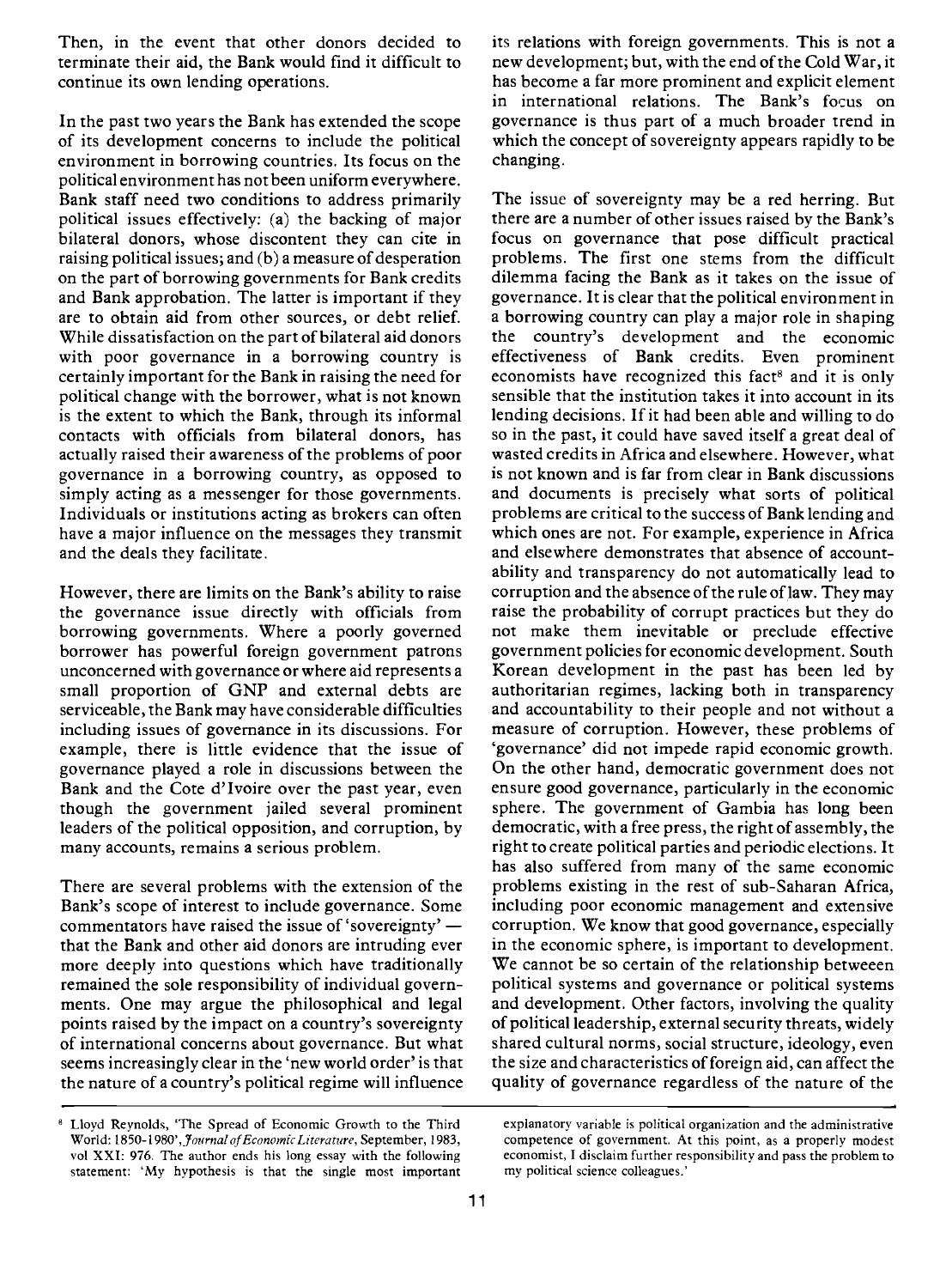Then, in the event that other donors decided to terminate their aid, the Bank would find it difficult to continue its own lending operations.

In the past two years the Bank has extended the scope of its development concerns to include the political environment in borrowing countries. Its focus on the political environment has not been uniform everywhere. Bank staff need two conditions to address primarily political issues effectively: (a) the backing of major bilateral donors, whose discontent they can cite in raising political issues; and (b) a measure of desperation on the part of borrowing governments for Bank credits and Bank approbation. The latter is important if they are to obtain aid from other sources, or debt relief. While dissatisfaction on the part of bilateral aid donors with poor governance in a borrowing country is certainly important for the Bank in raising the need for political change with the borrower, what is not known is the extent to which the Bank, through its informal contacts with officials from bilateral donors, has actually raised their awareness of the problems of poor governance in a borrowing country, as opposed to simply acting as a messenger for those governments. Individuals or institutions acting as brokers can often have a major influence on the messages they transmit and the deals they facilitate.

However, there are limits on the Bank's ability to raise the governance issue directly with officials from borrowing governments. Where a poorly governed borrower has powerful foreign government patrons unconcerned with governance or where aid represents a small proportion of GNP and external debts are serviceable, the Bank may have considerable difficulties including issues of governance in its discussions. For example, there is little evidence that the issue of governance played a role in discussions between the Bank and the Cote d'Ivoire over the past year, even though the government jailed several prominent leaders of the political opposition, and corruption, by many accounts, remains a serious problem.

There are several problems with the extension of the Bank's scope of interest to include governance. Some commentators have raised the issue of 'sovereignty' — that the Bank and other aid donors are intruding ever more deeply into questions which have traditionally remained the sole responsibility of individual governments. One may argue the philosophical and legal points raised by the impact on a country's sovereignty of international concerns about governance. But what seems increasingly clear in the 'new world order' is that the nature of a country's political regime will influence its relations with foreign governments. This is not a new development; but, with the end of the Cold War, it has become a far more prominent and explicit element in international relations. The Bank's focus on governance is thus part of a much broader trend in which the concept of sovereignty appears rapidly to be changing.

The issue of sovereignty may be a red herring. But there are a number of other issues raised by the Bank's focus on governance that pose difficult practical problems. The first one stems from the difficult dilemma facing the Bank as it takes on the issue of governance. It is clear that the political environment in a borrowing country can play a major role in shaping the country's development and the economic effectiveness of Bank credits. Even prominent economists have recognized this fact[8] and it is only sensible that the institution takes it into account in its lending decisions. If it had been able and willing to do so in the past, it could have saved itself a great deal of wasted credits in Africa and elsewhere. However, what is not known and is far from clear in Bank discussions and documents is precisely what sorts of political problems are critical to the success of Bank lending and which ones are not. For example, experience in Africa and elsewhere demonstrates that absence of accountability and transparency do not automatically lead to corruption and the absence of the rule of law. They may raise the probability of corrupt practices but they do not make them inevitable or preclude effective government policies for economic development. South Korean development in the past has been led by authoritarian regimes, lacking both in transparency and accountability to their people and not without a measure of corruption. However, these problems of 'governance' did not impede rapid economic growth. On the other hand, democratic government does not ensure good governance, particularly in the economic sphere. The government of Gambia has long been democratic, with a free press, the right of assembly, the right to create political parties and periodic elections. It has also suffered from many of the same economic problems existing in the rest of sub-Saharan Africa, including poor economic management and extensive corruption. We know that good governance, especially in the economic sphere, is important to development. We cannot be so certain of the relationship betweeen political systems and governance or political systems and development. Other factors, involving the quality of political leadership, external security threats, widely shared cultural norms, social structure, ideology, even the size and characteristics of foreign aid, can affect the quality of governance regardless of the nature of the

---

[8] Lloyd Reynolds, 'The Spread of Economic Growth to the Third World: 1850-1980', *Journal of Economic Literature*, September, 1983, vol XXI: 976. The author ends his long essay with the following statement: 'My hypothesis is that the single most important explanatory variable is political organization and the administrative competence of government. At this point, as a properly modest economist, I disclaim further responsibility and pass the problem to my political science colleagues.'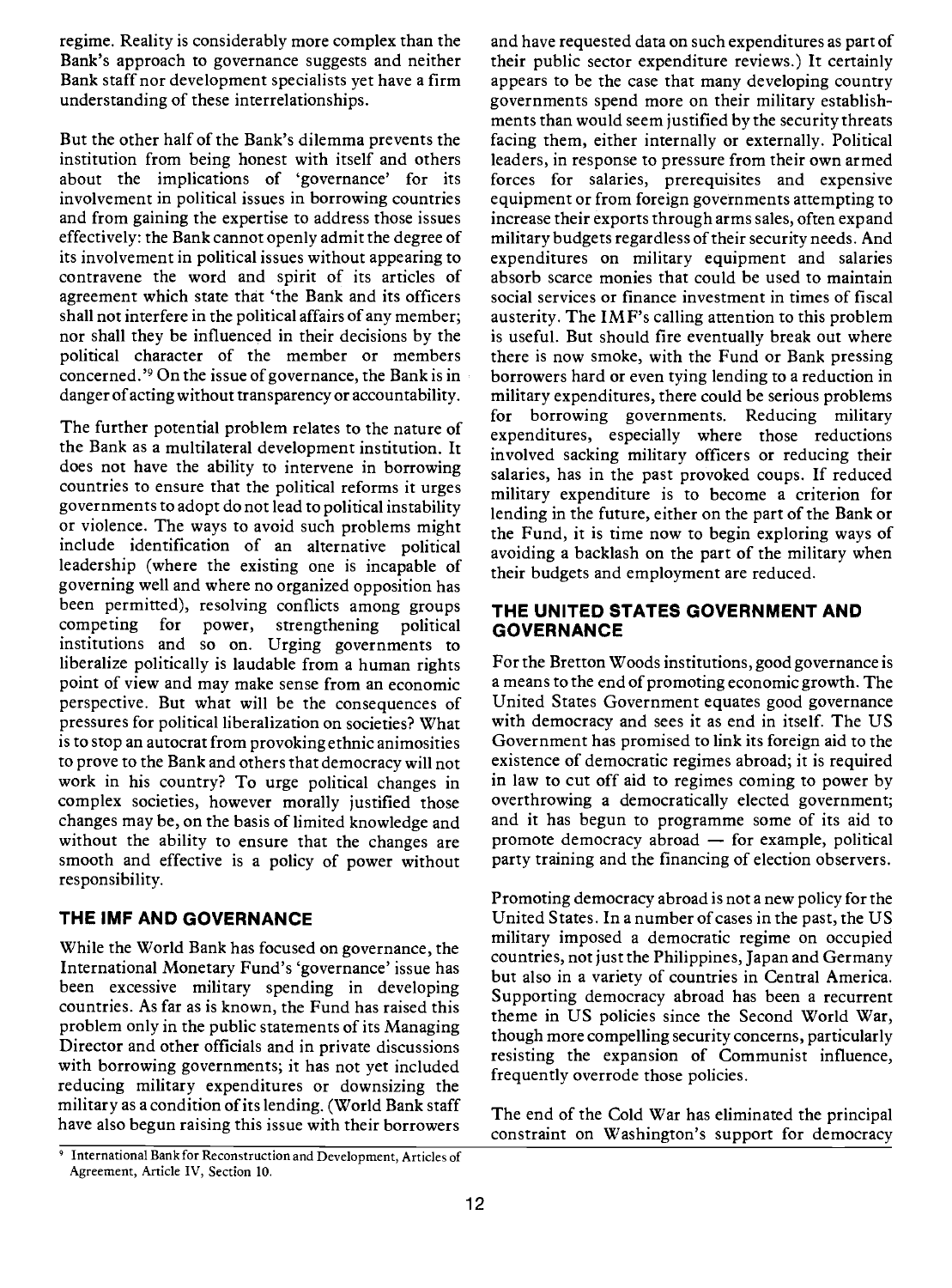regime. Reality is considerably more complex than the Bank's approach to governance suggests and neither Bank staff nor development specialists yet have a firm understanding of these interrelationships.

But the other half of the Bank's dilemma prevents the institution from being honest with itself and others about the implications of 'governance' for its involvement in political issues in borrowing countries and from gaining the expertise to address those issues effectively: the Bank cannot openly admit the degree of its involvement in political issues without appearing to contravene the word and spirit of its articles of agreement which state that 'the Bank and its officers shall not interfere in the political affairs of any member; nor shall they be influenced in their decisions by the political character of the member or members concerned.'[9] On the issue of governance, the Bank is in danger of acting without transparency or accountability.

The further potential problem relates to the nature of the Bank as a multilateral development institution. It does not have the ability to intervene in borrowing countries to ensure that the political reforms it urges governments to adopt do not lead to political instability or violence. The ways to avoid such problems might include identification of an alternative political leadership (where the existing one is incapable of governing well and where no organized opposition has been permitted), resolving conflicts among groups competing for power, strengthening political institutions and so on. Urging governments to liberalize politically is laudable from a human rights point of view and may make sense from an economic perspective. But what will be the consequences of pressures for political liberalization on societies? What is to stop an autocrat from provoking ethnic animosities to prove to the Bank and others that democracy will not work in his country? To urge political changes in complex societies, however morally justified those changes may be, on the basis of limited knowledge and without the ability to ensure that the changes are smooth and effective is a policy of power without responsibility.

## THE IMF AND GOVERNANCE

While the World Bank has focused on governance, the International Monetary Fund's 'governance' issue has been excessive military spending in developing countries. As far as is known, the Fund has raised this problem only in the public statements of its Managing Director and other officials and in private discussions with borrowing governments; it has not yet included reducing military expenditures or downsizing the military as a condition of its lending. (World Bank staff have also begun raising this issue with their borrowers and have requested data on such expenditures as part of their public sector expenditure reviews.) It certainly appears to be the case that many developing country governments spend more on their military establishments than would seem justified by the security threats facing them, either internally or externally. Political leaders, in response to pressure from their own armed forces for salaries, prerequisites and expensive equipment or from foreign governments attempting to increase their exports through arms sales, often expand military budgets regardless of their security needs. And expenditures on military equipment and salaries absorb scarce monies that could be used to maintain social services or finance investment in times of fiscal austerity. The IMF's calling attention to this problem is useful. But should fire eventually break out where there is now smoke, with the Fund or Bank pressing borrowers hard or even tying lending to a reduction in military expenditures, there could be serious problems for borrowing governments. Reducing military expenditures, especially where those reductions involved sacking military officers or reducing their salaries, has in the past provoked coups. If reduced military expenditure is to become a criterion for lending in the future, either on the part of the Bank or the Fund, it is time now to begin exploring ways of avoiding a backlash on the part of the military when their budgets and employment are reduced.

## THE UNITED STATES GOVERNMENT AND GOVERNANCE

For the Bretton Woods institutions, good governance is a means to the end of promoting economic growth. The United States Government equates good governance with democracy and sees it as end in itself. The US Government has promised to link its foreign aid to the existence of democratic regimes abroad; it is required in law to cut off aid to regimes coming to power by overthrowing a democratically elected government; and it has begun to programme some of its aid to promote democracy abroad — for example, political party training and the financing of election observers.

Promoting democracy abroad is not a new policy for the United States. In a number of cases in the past, the US military imposed a democratic regime on occupied countries, not just the Philippines, Japan and Germany but also in a variety of countries in Central America. Supporting democracy abroad has been a recurrent theme in US policies since the Second World War, though more compelling security concerns, particularly resisting the expansion of Communist influence, frequently overrode those policies.

The end of the Cold War has eliminated the principal constraint on Washington's support for democracy

[9] International Bank for Reconstruction and Development, Articles of Agreement, Article IV, Section 10.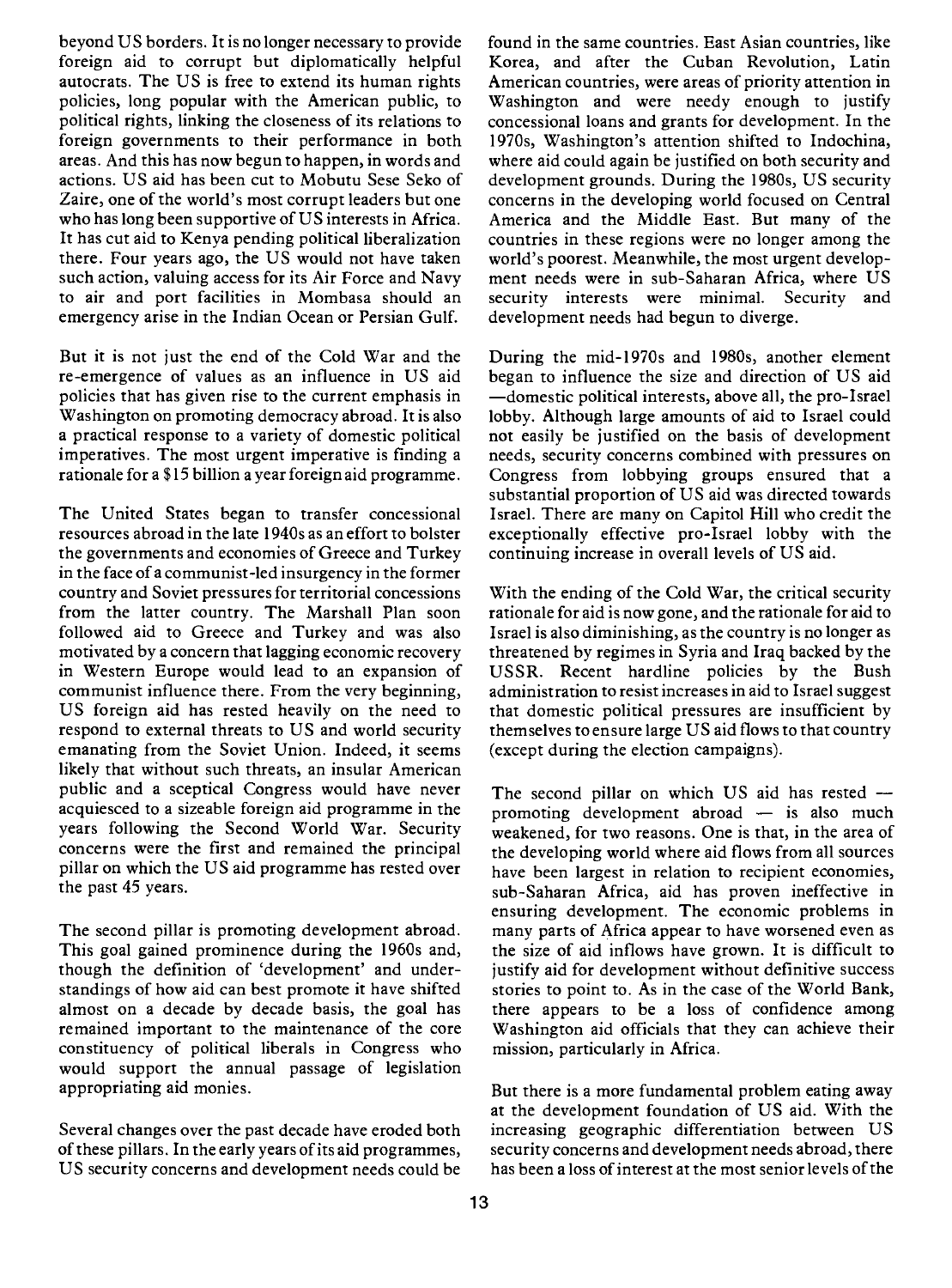beyond US borders. It is no longer necessary to provide foreign aid to corrupt but diplomatically helpful autocrats. The US is free to extend its human rights policies, long popular with the American public, to political rights, linking the closeness of its relations to foreign governments to their performance in both areas. And this has now begun to happen, in words and actions. US aid has been cut to Mobutu Sese Seko of Zaire, one of the world's most corrupt leaders but one who has long been supportive of US interests in Africa. It has cut aid to Kenya pending political liberalization there. Four years ago, the US would not have taken such action, valuing access for its Air Force and Navy to air and port facilities in Mombasa should an emergency arise in the Indian Ocean or Persian Gulf.

But it is not just the end of the Cold War and the re-emergence of values as an influence in US aid policies that has given rise to the current emphasis in Washington on promoting democracy abroad. It is also a practical response to a variety of domestic political imperatives. The most urgent imperative is finding a rationale for a $15 billion a year foreign aid programme.

The United States began to transfer concessional resources abroad in the late 1940s as an effort to bolster the governments and economies of Greece and Turkey in the face of a communist-led insurgency in the former country and Soviet pressures for territorial concessions from the latter country. The Marshall Plan soon followed aid to Greece and Turkey and was also motivated by a concern that lagging economic recovery in Western Europe would lead to an expansion of communist influence there. From the very beginning, US foreign aid has rested heavily on the need to respond to external threats to US and world security emanating from the Soviet Union. Indeed, it seems likely that without such threats, an insular American public and a sceptical Congress would have never acquiesced to a sizeable foreign aid programme in the years following the Second World War. Security concerns were the first and remained the principal pillar on which the US aid programme has rested over the past 45 years.

The second pillar is promoting development abroad. This goal gained prominence during the 1960s and, though the definition of 'development' and understandings of how aid can best promote it have shifted almost on a decade by decade basis, the goal has remained important to the maintenance of the core constituency of political liberals in Congress who would support the annual passage of legislation appropriating aid monies.

Several changes over the past decade have eroded both of these pillars. In the early years of its aid programmes, US security concerns and development needs could be found in the same countries. East Asian countries, like Korea, and after the Cuban Revolution, Latin American countries, were areas of priority attention in Washington and were needy enough to justify concessional loans and grants for development. In the 1970s, Washington's attention shifted to Indochina, where aid could again be justified on both security and development grounds. During the 1980s, US security concerns in the developing world focused on Central America and the Middle East. But many of the countries in these regions were no longer among the world's poorest. Meanwhile, the most urgent development needs were in sub-Saharan Africa, where US security interests were minimal. Security and development needs had begun to diverge.

During the mid-1970s and 1980s, another element began to influence the size and direction of US aid —domestic political interests, above all, the pro-Israel lobby. Although large amounts of aid to Israel could not easily be justified on the basis of development needs, security concerns combined with pressures on Congress from lobbying groups ensured that a substantial proportion of US aid was directed towards Israel. There are many on Capitol Hill who credit the exceptionally effective pro-Israel lobby with the continuing increase in overall levels of US aid.

With the ending of the Cold War, the critical security rationale for aid is now gone, and the rationale for aid to Israel is also diminishing, as the country is no longer as threatened by regimes in Syria and Iraq backed by the USSR. Recent hardline policies by the Bush administration to resist increases in aid to Israel suggest that domestic political pressures are insufficient by themselves to ensure large US aid flows to that country (except during the election campaigns).

The second pillar on which US aid has rested — promoting development abroad — is also much weakened, for two reasons. One is that, in the area of the developing world where aid flows from all sources have been largest in relation to recipient economies, sub-Saharan Africa, aid has proven ineffective in ensuring development. The economic problems in many parts of Africa appear to have worsened even as the size of aid inflows have grown. It is difficult to justify aid for development without definitive success stories to point to. As in the case of the World Bank, there appears to be a loss of confidence among Washington aid officials that they can achieve their mission, particularly in Africa.

But there is a more fundamental problem eating away at the development foundation of US aid. With the increasing geographic differentiation between US security concerns and development needs abroad, there has been a loss of interest at the most senior levels of the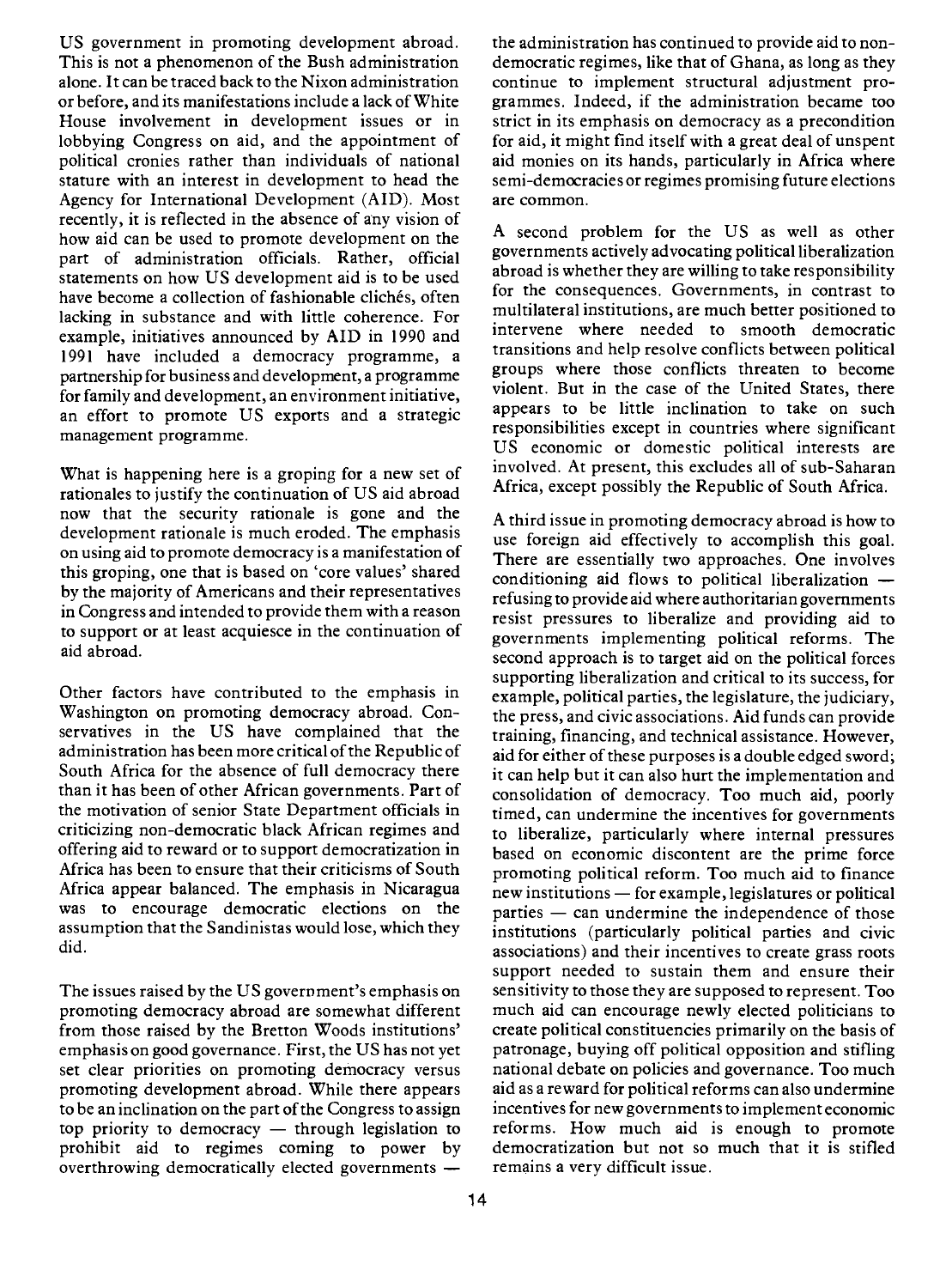US government in promoting development abroad. This is not a phenomenon of the Bush administration alone. It can be traced back to the Nixon administration or before, and its manifestations include a lack of White House involvement in development issues or in lobbying Congress on aid, and the appointment of political cronies rather than individuals of national stature with an interest in development to head the Agency for International Development (AID). Most recently, it is reflected in the absence of any vision of how aid can be used to promote development on the part of administration officials. Rather, official statements on how US development aid is to be used have become a collection of fashionable clichés, often lacking in substance and with little coherence. For example, initiatives announced by AID in 1990 and 1991 have included a democracy programme, a partnership for business and development, a programme for family and development, an environment initiative, an effort to promote US exports and a strategic management programme.

What is happening here is a groping for a new set of rationales to justify the continuation of US aid abroad now that the security rationale is gone and the development rationale is much eroded. The emphasis on using aid to promote democracy is a manifestation of this groping, one that is based on 'core values' shared by the majority of Americans and their representatives in Congress and intended to provide them with a reason to support or at least acquiesce in the continuation of aid abroad.

Other factors have contributed to the emphasis in Washington on promoting democracy abroad. Conservatives in the US have complained that the administration has been more critical of the Republic of South Africa for the absence of full democracy there than it has been of other African governments. Part of the motivation of senior State Department officials in criticizing non-democratic black African regimes and offering aid to reward or to support democratization in Africa has been to ensure that their criticisms of South Africa appear balanced. The emphasis in Nicaragua was to encourage democratic elections on the assumption that the Sandinistas would lose, which they did.

The issues raised by the US government's emphasis on promoting democracy abroad are somewhat different from those raised by the Bretton Woods institutions' emphasis on good governance. First, the US has not yet set clear priorities on promoting democracy versus promoting development abroad. While there appears to be an inclination on the part of the Congress to assign top priority to democracy — through legislation to prohibit aid to regimes coming to power by overthrowing democratically elected governments — the administration has continued to provide aid to non-democratic regimes, like that of Ghana, as long as they continue to implement structural adjustment programmes. Indeed, if the administration became too strict in its emphasis on democracy as a precondition for aid, it might find itself with a great deal of unspent aid monies on its hands, particularly in Africa where semi-democracies or regimes promising future elections are common.

A second problem for the US as well as other governments actively advocating political liberalization abroad is whether they are willing to take responsibility for the consequences. Governments, in contrast to multilateral institutions, are much better positioned to intervene where needed to smooth democratic transitions and help resolve conflicts between political groups where those conflicts threaten to become violent. But in the case of the United States, there appears to be little inclination to take on such responsibilities except in countries where significant US economic or domestic political interests are involved. At present, this excludes all of sub-Saharan Africa, except possibly the Republic of South Africa.

A third issue in promoting democracy abroad is how to use foreign aid effectively to accomplish this goal. There are essentially two approaches. One involves conditioning aid flows to political liberalization — refusing to provide aid where authoritarian governments resist pressures to liberalize and providing aid to governments implementing political reforms. The second approach is to target aid on the political forces supporting liberalization and critical to its success, for example, political parties, the legislature, the judiciary, the press, and civic associations. Aid funds can provide training, financing, and technical assistance. However, aid for either of these purposes is a double edged sword; it can help but it can also hurt the implementation and consolidation of democracy. Too much aid, poorly timed, can undermine the incentives for governments to liberalize, particularly where internal pressures based on economic discontent are the prime force promoting political reform. Too much aid to finance new institutions — for example, legislatures or political parties — can undermine the independence of those institutions (particularly political parties and civic associations) and their incentives to create grass roots support needed to sustain them and ensure their sensitivity to those they are supposed to represent. Too much aid can encourage newly elected politicians to create political constituencies primarily on the basis of patronage, buying off political opposition and stifling national debate on policies and governance. Too much aid as a reward for political reforms can also undermine incentives for new governments to implement economic reforms. How much aid is enough to promote democratization but not so much that it is stifled remains a very difficult issue.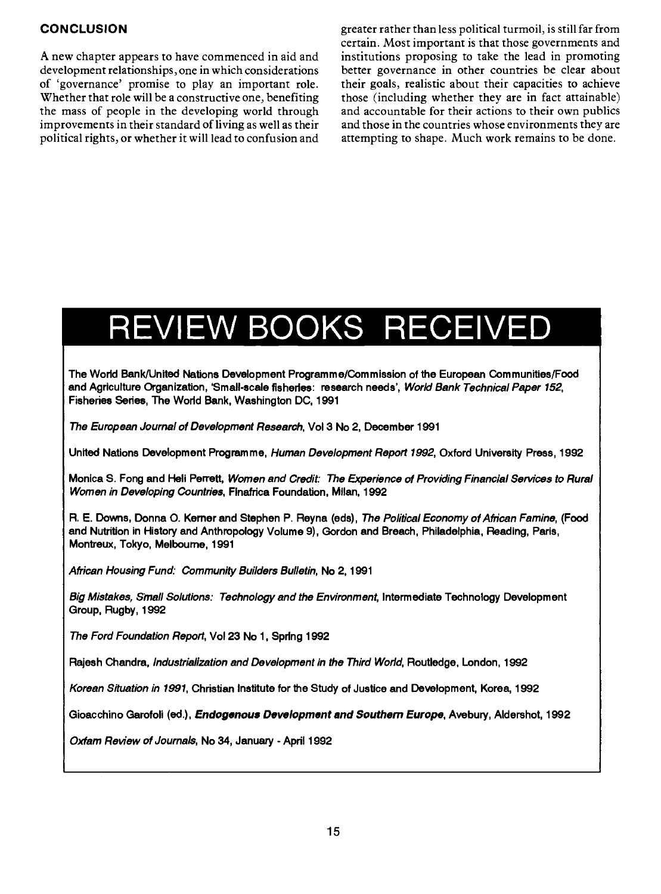## CONCLUSION

A new chapter appears to have commenced in aid and development relationships, one in which considerations of 'governance' promise to play an important role. Whether that role will be a constructive one, benefiting the mass of people in the developing world through improvements in their standard of living as well as their political rights, or whether it will lead to confusion and greater rather than less political turmoil, is still far from certain. Most important is that those governments and institutions proposing to take the lead in promoting better governance in other countries be clear about their goals, realistic about their capacities to achieve those (including whether they are in fact attainable) and accountable for their actions to their own publics and those in the countries whose environments they are attempting to shape. Much work remains to be done.

# REVIEW BOOKS RECEIVED

The World Bank/United Nations Development Programme/Commission of the European Communities/Food and Agriculture Organization, 'Small-scale fisheries: research needs', *World Bank Technical Paper 152*, Fisheries Series, The World Bank, Washington DC, 1991

*The European Journal of Development Research*, Vol 3 No 2, December 1991

United Nations Development Programme, *Human Development Report 1992*, Oxford University Press, 1992

Monica S. Fong and Heli Perrett, *Women and Credit: The Experience of Providing Financial Services to Rural Women in Developing Countries*, Finafrica Foundation, Milan, 1992

R. E. Downs, Donna O. Kerner and Stephen P. Reyna (eds), *The Political Economy of African Famine*, (Food and Nutrition in History and Anthropology Volume 9), Gordon and Breach, Philadelphia, Reading, Paris, Montreux, Tokyo, Melbourne, 1991

*African Housing Fund: Community Builders Bulletin*, No 2, 1991

*Big Mistakes, Small Solutions: Technology and the Environment*, Intermediate Technology Development Group, Rugby, 1992

*The Ford Foundation Report*, Vol 23 No 1, Spring 1992

Rajesh Chandra, *Industrialization and Development in the Third World*, Routledge, London, 1992

*Korean Situation in 1991*, Christian Institute for the Study of Justice and Development, Korea, 1992

Gioacchino Garofoli (ed.), ***Endogenous Development and Southern Europe***, Avebury, Aldershot, 1992

*Oxfam Review of Journals*, No 34, January - April 1992